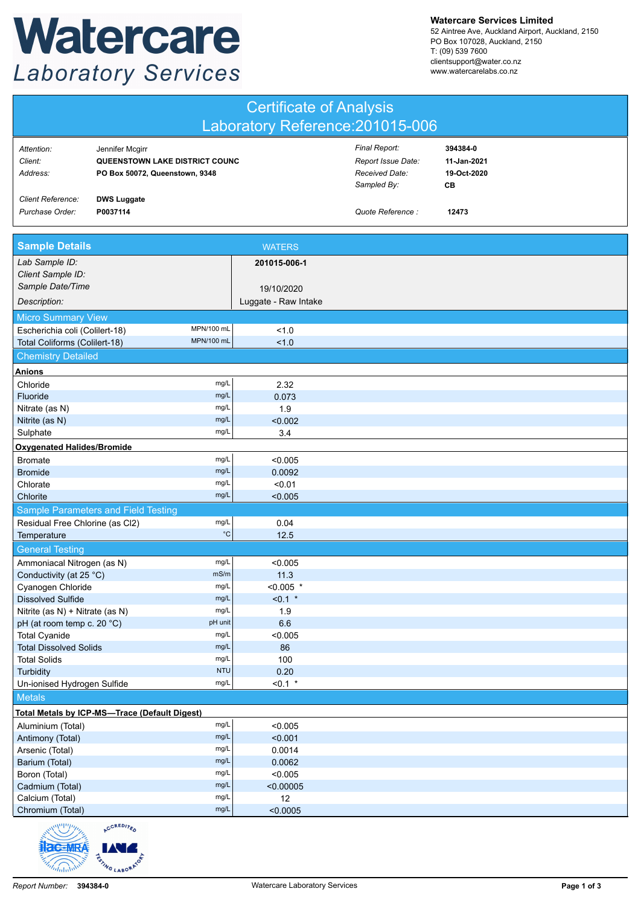# Watercare Laboratory Services

**Watercare Services Limited**
52 Aintree Ave, Auckland Airport, Auckland, 2150
PO Box 107028, Auckland, 2150
T: (09) 539 7600
clientsupport@water.co.nz
www.watercarelabs.co.nz

## Certificate of Analysis
## Laboratory Reference:201015-006

| | | | |
|---|---|---|---|
| *Attention:* | Jennifer Mcgirr | *Final Report:* | **394384-0** |
| *Client:* | **QUEENSTOWN LAKE DISTRICT COUNC** | *Report Issue Date:* | **11-Jan-2021** |
| *Address:* | **PO Box 50072, Queenstown, 9348** | *Received Date:* | **19-Oct-2020** |
| | | *Sampled By:* | **CB** |
| *Client Reference:* | **DWS Luggate** | | |
| *Purchase Order:* | **P0037114** | *Quote Reference :* | **12473** |

| **Sample Details** | | WATERS |
|---|---|---|
| *Lab Sample ID:* | | **201015-006-1** |
| *Client Sample ID:* | | |
| *Sample Date/Time* | | 19/10/2020 |
| *Description:* | | Luggate - Raw Intake |
| **Micro Summary View** | | |
| Escherichia coli (Colilert-18) | MPN/100 mL | <1.0 |
| Total Coliforms (Colilert-18) | MPN/100 mL | <1.0 |
| **Chemistry Detailed** | | |
| **Anions** | | |
| Chloride | mg/L | 2.32 |
| Fluoride | mg/L | 0.073 |
| Nitrate (as N) | mg/L | 1.9 |
| Nitrite (as N) | mg/L | <0.002 |
| Sulphate | mg/L | 3.4 |
| **Oxygenated Halides/Bromide** | | |
| Bromate | mg/L | <0.005 |
| Bromide | mg/L | 0.0092 |
| Chlorate | mg/L | <0.01 |
| Chlorite | mg/L | <0.005 |
| **Sample Parameters and Field Testing** | | |
| Residual Free Chlorine (as Cl2) | mg/L | 0.04 |
| Temperature | °C | 12.5 |
| **General Testing** | | |
| Ammoniacal Nitrogen (as N) | mg/L | <0.005 |
| Conductivity (at 25 °C) | mS/m | 11.3 |
| Cyanogen Chloride | mg/L | <0.005 * |
| Dissolved Sulfide | mg/L | <0.1 * |
| Nitrite (as N) + Nitrate (as N) | mg/L | 1.9 |
| pH (at room temp c. 20 °C) | pH unit | 6.6 |
| Total Cyanide | mg/L | <0.005 |
| Total Dissolved Solids | mg/L | 86 |
| Total Solids | mg/L | 100 |
| Turbidity | NTU | 0.20 |
| Un-ionised Hydrogen Sulfide | mg/L | <0.1 * |
| **Metals** | | |
| **Total Metals by ICP-MS—Trace (Default Digest)** | | |
| Aluminium (Total) | mg/L | <0.005 |
| Antimony (Total) | mg/L | <0.001 |
| Arsenic (Total) | mg/L | 0.0014 |
| Barium (Total) | mg/L | 0.0062 |
| Boron (Total) | mg/L | <0.005 |
| Cadmium (Total) | mg/L | <0.00005 |
| Calcium (Total) | mg/L | 12 |
| Chromium (Total) | mg/L | <0.0005 |

Report Number: **394384-0** Watercare Laboratory Services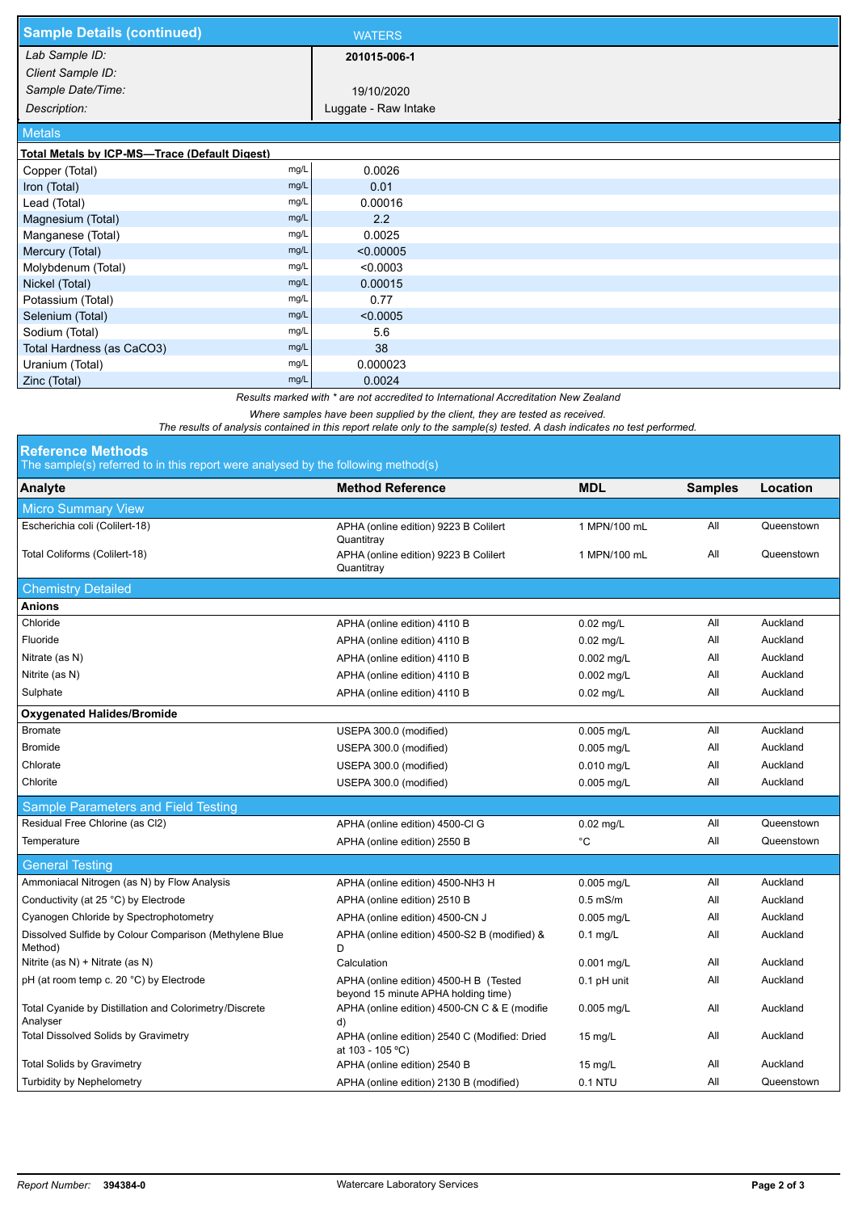## Sample Details (continued)

WATERS

| | |
|---|---|
| *Lab Sample ID:* | **201015-006-1** |
| *Client Sample ID:* | |
| *Sample Date/Time:* | 19/10/2020 |
| *Description:* | Luggate - Raw Intake |

### Metals

**Total Metals by ICP-MS—Trace (Default Digest)**

| Analyte | Unit | Result |
|---|---|---|
| Copper (Total) | mg/L | 0.0026 |
| Iron (Total) | mg/L | 0.01 |
| Lead (Total) | mg/L | 0.00016 |
| Magnesium (Total) | mg/L | 2.2 |
| Manganese (Total) | mg/L | 0.0025 |
| Mercury (Total) | mg/L | <0.00005 |
| Molybdenum (Total) | mg/L | <0.0003 |
| Nickel (Total) | mg/L | 0.00015 |
| Potassium (Total) | mg/L | 0.77 |
| Selenium (Total) | mg/L | <0.0005 |
| Sodium (Total) | mg/L | 5.6 |
| Total Hardness (as CaCO3) | mg/L | 38 |
| Uranium (Total) | mg/L | 0.000023 |
| Zinc (Total) | mg/L | 0.0024 |

*Results marked with * are not accredited to International Accreditation New Zealand*

*Where samples have been supplied by the client, they are tested as received.*
*The results of analysis contained in this report relate only to the sample(s) tested. A dash indicates no test performed.*

## Reference Methods

The sample(s) referred to in this report were analysed by the following method(s)

| Analyte | Method Reference | MDL | Samples | Location |
|---|---|---|---|---|
| **Micro Summary View** | | | | |
| Escherichia coli (Colilert-18) | APHA (online edition) 9223 B Colilert Quantitray | 1 MPN/100 mL | All | Queenstown |
| Total Coliforms (Colilert-18) | APHA (online edition) 9223 B Colilert Quantitray | 1 MPN/100 mL | All | Queenstown |
| **Chemistry Detailed** | | | | |
| **Anions** | | | | |
| Chloride | APHA (online edition) 4110 B | 0.02 mg/L | All | Auckland |
| Fluoride | APHA (online edition) 4110 B | 0.02 mg/L | All | Auckland |
| Nitrate (as N) | APHA (online edition) 4110 B | 0.002 mg/L | All | Auckland |
| Nitrite (as N) | APHA (online edition) 4110 B | 0.002 mg/L | All | Auckland |
| Sulphate | APHA (online edition) 4110 B | 0.02 mg/L | All | Auckland |
| **Oxygenated Halides/Bromide** | | | | |
| Bromate | USEPA 300.0 (modified) | 0.005 mg/L | All | Auckland |
| Bromide | USEPA 300.0 (modified) | 0.005 mg/L | All | Auckland |
| Chlorate | USEPA 300.0 (modified) | 0.010 mg/L | All | Auckland |
| Chlorite | USEPA 300.0 (modified) | 0.005 mg/L | All | Auckland |
| **Sample Parameters and Field Testing** | | | | |
| Residual Free Chlorine (as Cl2) | APHA (online edition) 4500-Cl G | 0.02 mg/L | All | Queenstown |
| Temperature | APHA (online edition) 2550 B | °C | All | Queenstown |
| **General Testing** | | | | |
| Ammoniacal Nitrogen (as N) by Flow Analysis | APHA (online edition) 4500-NH3 H | 0.005 mg/L | All | Auckland |
| Conductivity (at 25 °C) by Electrode | APHA (online edition) 2510 B | 0.5 mS/m | All | Auckland |
| Cyanogen Chloride by Spectrophotometry | APHA (online edition) 4500-CN J | 0.005 mg/L | All | Auckland |
| Dissolved Sulfide by Colour Comparison (Methylene Blue Method) | APHA (online edition) 4500-S2 B (modified) & D | 0.1 mg/L | All | Auckland |
| Nitrite (as N) + Nitrate (as N) | Calculation | 0.001 mg/L | All | Auckland |
| pH (at room temp c. 20 °C) by Electrode | APHA (online edition) 4500-H B (Tested beyond 15 minute APHA holding time) | 0.1 pH unit | All | Auckland |
| Total Cyanide by Distillation and Colorimetry/Discrete Analyser | APHA (online edition) 4500-CN C & E (modified) | 0.005 mg/L | All | Auckland |
| Total Dissolved Solids by Gravimetry | APHA (online edition) 2540 C (Modified: Dried at 103 - 105 °C) | 15 mg/L | All | Auckland |
| Total Solids by Gravimetry | APHA (online edition) 2540 B | 15 mg/L | All | Auckland |
| Turbidity by Nephelometry | APHA (online edition) 2130 B (modified) | 0.1 NTU | All | Queenstown |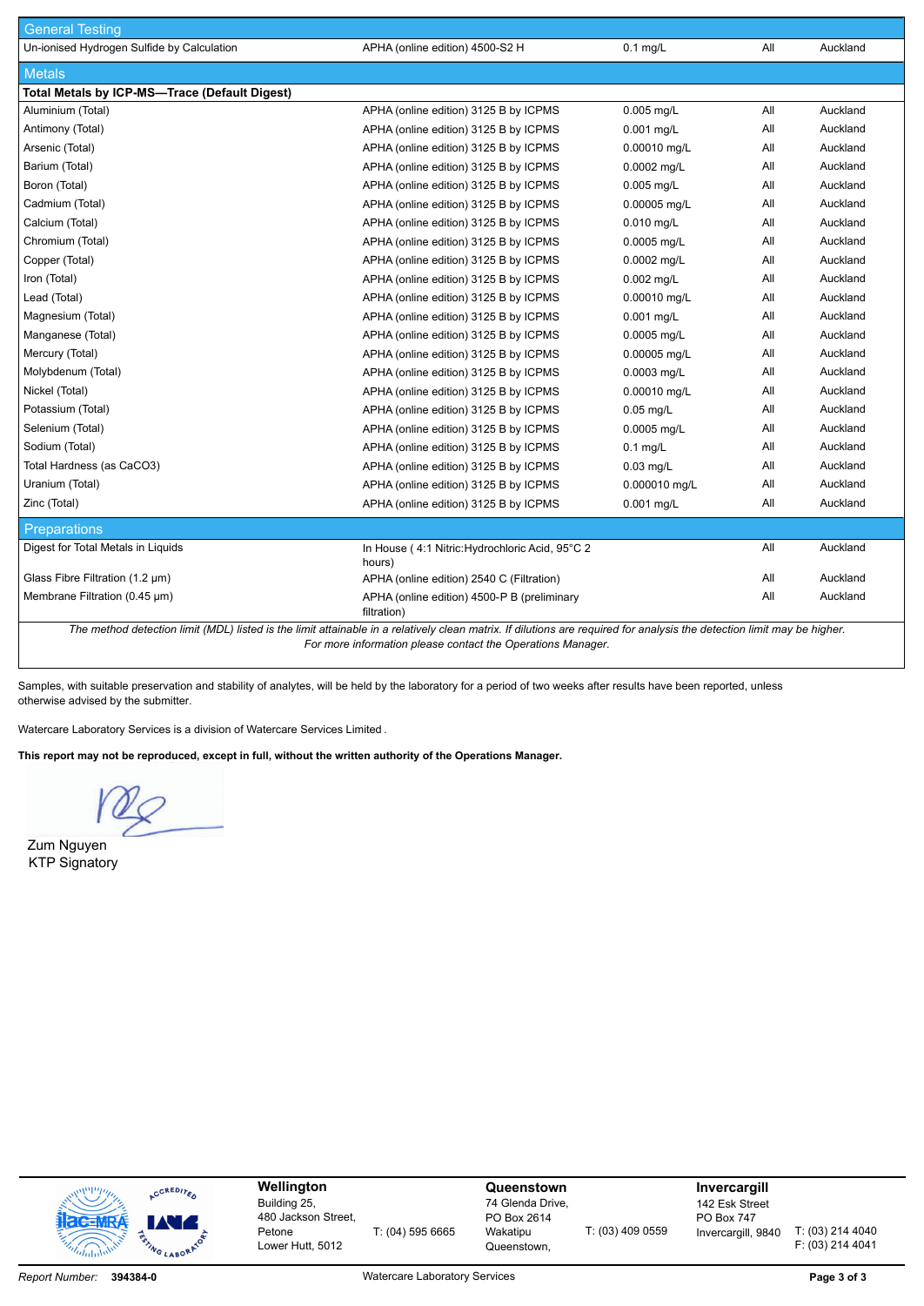| | | | | |
|---|---|---|---|---|
| **General Testing** | | | | |
| Un-ionised Hydrogen Sulfide by Calculation | APHA (online edition) 4500-S2 H | 0.1 mg/L | All | Auckland |
| **Metals** | | | | |
| **Total Metals by ICP-MS—Trace (Default Digest)** | | | | |
| Aluminium (Total) | APHA (online edition) 3125 B by ICPMS | 0.005 mg/L | All | Auckland |
| Antimony (Total) | APHA (online edition) 3125 B by ICPMS | 0.001 mg/L | All | Auckland |
| Arsenic (Total) | APHA (online edition) 3125 B by ICPMS | 0.00010 mg/L | All | Auckland |
| Barium (Total) | APHA (online edition) 3125 B by ICPMS | 0.0002 mg/L | All | Auckland |
| Boron (Total) | APHA (online edition) 3125 B by ICPMS | 0.005 mg/L | All | Auckland |
| Cadmium (Total) | APHA (online edition) 3125 B by ICPMS | 0.00005 mg/L | All | Auckland |
| Calcium (Total) | APHA (online edition) 3125 B by ICPMS | 0.010 mg/L | All | Auckland |
| Chromium (Total) | APHA (online edition) 3125 B by ICPMS | 0.0005 mg/L | All | Auckland |
| Copper (Total) | APHA (online edition) 3125 B by ICPMS | 0.0002 mg/L | All | Auckland |
| Iron (Total) | APHA (online edition) 3125 B by ICPMS | 0.002 mg/L | All | Auckland |
| Lead (Total) | APHA (online edition) 3125 B by ICPMS | 0.00010 mg/L | All | Auckland |
| Magnesium (Total) | APHA (online edition) 3125 B by ICPMS | 0.001 mg/L | All | Auckland |
| Manganese (Total) | APHA (online edition) 3125 B by ICPMS | 0.0005 mg/L | All | Auckland |
| Mercury (Total) | APHA (online edition) 3125 B by ICPMS | 0.00005 mg/L | All | Auckland |
| Molybdenum (Total) | APHA (online edition) 3125 B by ICPMS | 0.0003 mg/L | All | Auckland |
| Nickel (Total) | APHA (online edition) 3125 B by ICPMS | 0.00010 mg/L | All | Auckland |
| Potassium (Total) | APHA (online edition) 3125 B by ICPMS | 0.05 mg/L | All | Auckland |
| Selenium (Total) | APHA (online edition) 3125 B by ICPMS | 0.0005 mg/L | All | Auckland |
| Sodium (Total) | APHA (online edition) 3125 B by ICPMS | 0.1 mg/L | All | Auckland |
| Total Hardness (as CaCO3) | APHA (online edition) 3125 B by ICPMS | 0.03 mg/L | All | Auckland |
| Uranium (Total) | APHA (online edition) 3125 B by ICPMS | 0.000010 mg/L | All | Auckland |
| Zinc (Total) | APHA (online edition) 3125 B by ICPMS | 0.001 mg/L | All | Auckland |
| **Preparations** | | | | |
| Digest for Total Metals in Liquids | In House ( 4:1 Nitric:Hydrochloric Acid, 95°C 2 hours) | | All | Auckland |
| Glass Fibre Filtration (1.2 µm) | APHA (online edition) 2540 C (Filtration) | | All | Auckland |
| Membrane Filtration (0.45 µm) | APHA (online edition) 4500-P B (preliminary filtration) | | All | Auckland |

*The method detection limit (MDL) listed is the limit attainable in a relatively clean matrix. If dilutions are required for analysis the detection limit may be higher. For more information please contact the Operations Manager.*

Samples, with suitable preservation and stability of analytes, will be held by the laboratory for a period of two weeks after results have been reported, unless otherwise advised by the submitter.

Watercare Laboratory Services is a division of Watercare Services Limited .

**This report may not be reproduced, except in full, without the written authority of the Operations Manager.**

Zum Nguyen
KTP Signatory

**Wellington**
Building 25,
480 Jackson Street,
Petone
Lower Hutt, 5012
T: (04) 595 6665

**Queenstown**
74 Glenda Drive,
PO Box 2614
Wakatipu
Queenstown,
T: (03) 409 0559

**Invercargill**
142 Esk Street
PO Box 747
Invercargill, 9840
T: (03) 214 4040
F: (03) 214 4041

*Report Number:* **394384-0**

Watercare Laboratory Services